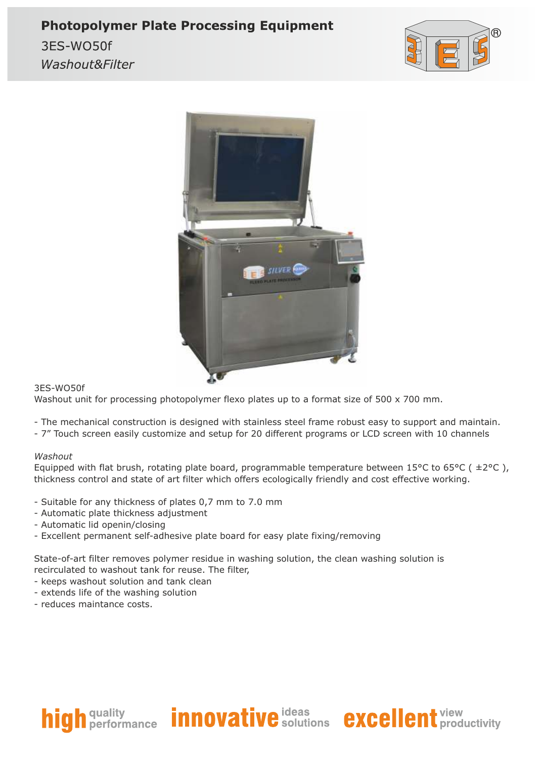# Photopolymer Plate Processing Equipment

3ES-WO50f

*Washout&Filter*

3ES-WO50f

Washout unit for processing photopolymer flexo plates up to a format size of 500 x 700 mm.

- The mechanical construction is designed with stainless steel frame robust easy to support and maintain.
- 7" Touch screen easily customize and setup for 20 different programs or LCD screen with 10 channels

*Washout*

Equipped with flat brush, rotating plate board, programmable temperature between 15°C to 65°C ( ±2°C ), thickness control and state of art filter which offers ecologically friendly and cost effective working.

- Suitable for any thickness of plates 0,7 mm to 7.0 mm
- Automatic plate thickness adjustment
- Automatic lid openin/closing
- Excellent permanent self-adhesive plate board for easy plate fixing/removing

State-of-art filter removes polymer residue in washing solution, the clean washing solution is recirculated to washout tank for reuse. The filter,

- keeps washout solution and tank clean
- extends life of the washing solution
- reduces maintance costs.

high quality performance innovative ideas solutions excellent view productivity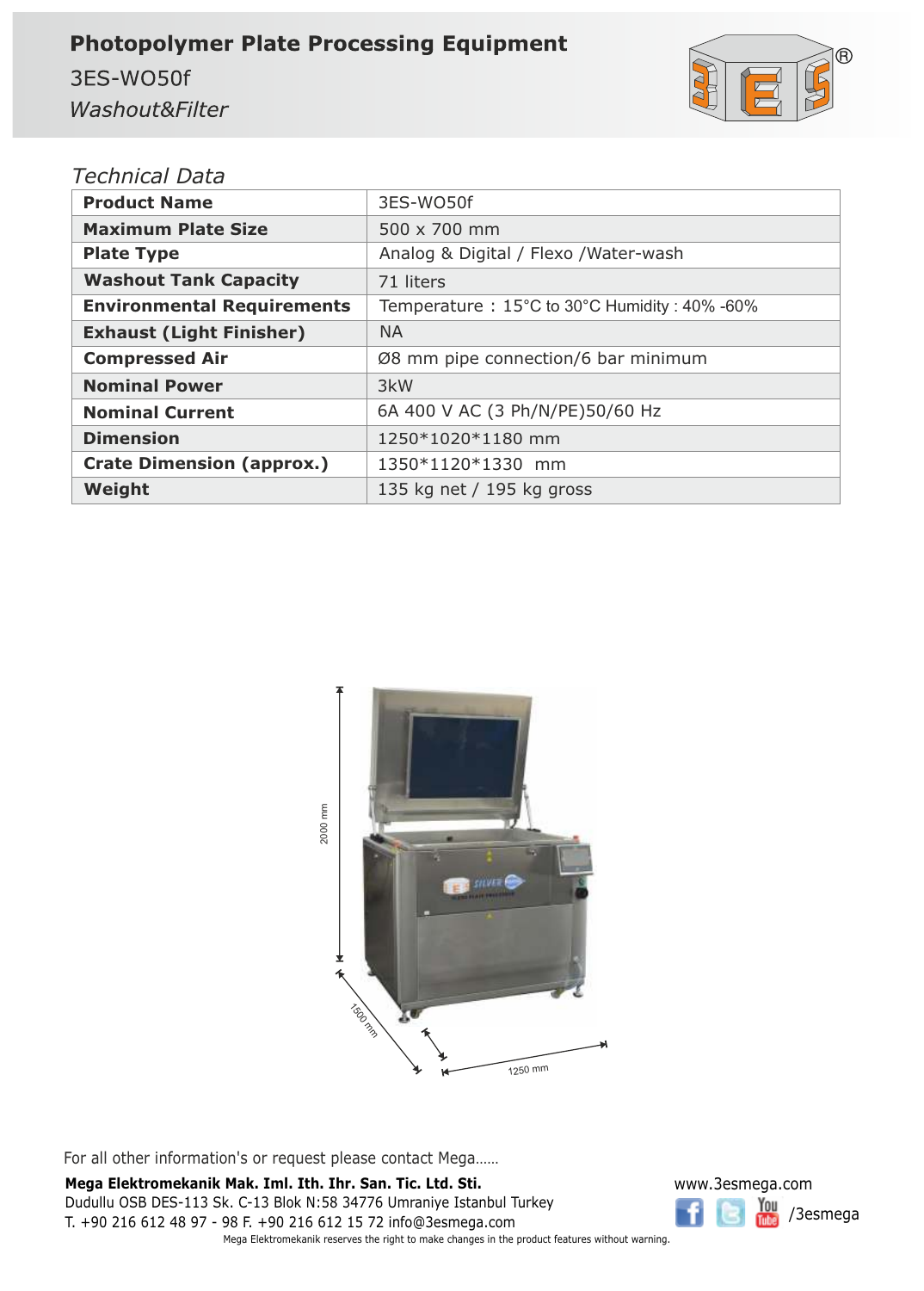# Photopolymer Plate Processing Equipment

3ES-WO50f

*Washout&Filter*

## *Technical Data*

| | |
|---|---|
| **Product Name** | 3ES-WO50f |
| **Maximum Plate Size** | 500 x 700 mm |
| **Plate Type** | Analog & Digital / Flexo /Water-wash |
| **Washout Tank Capacity** | 71 liters |
| **Environmental Requirements** | Temperature：15°C to 30°C Humidity : 40% -60% |
| **Exhaust (Light Finisher)** | NA |
| **Compressed Air** | Ø8 mm pipe connection/6 bar minimum |
| **Nominal Power** | 3kW |
| **Nominal Current** | 6A 400 V AC (3 Ph/N/PE)50/60 Hz |
| **Dimension** | 1250*1020*1180 mm |
| **Crate Dimension (approx.)** | 1350*1120*1330 mm |
| **Weight** | 135 kg net / 195 kg gross |

2000 mm

1500 mm

1250 mm

For all other information's or request please contact Mega......

**Mega Elektromekanik Mak. Iml. Ith. Ihr. San. Tic. Ltd. Sti.**
Dudullu OSB DES-113 Sk. C-13 Blok N:58 34776 Umraniye Istanbul Turkey
T. +90 216 612 48 97 - 98 F. +90 216 612 15 72 info@3esmega.com

www.3esmega.com

/3esmega

Mega Elektromekanik reserves the right to make changes in the product features without warning.